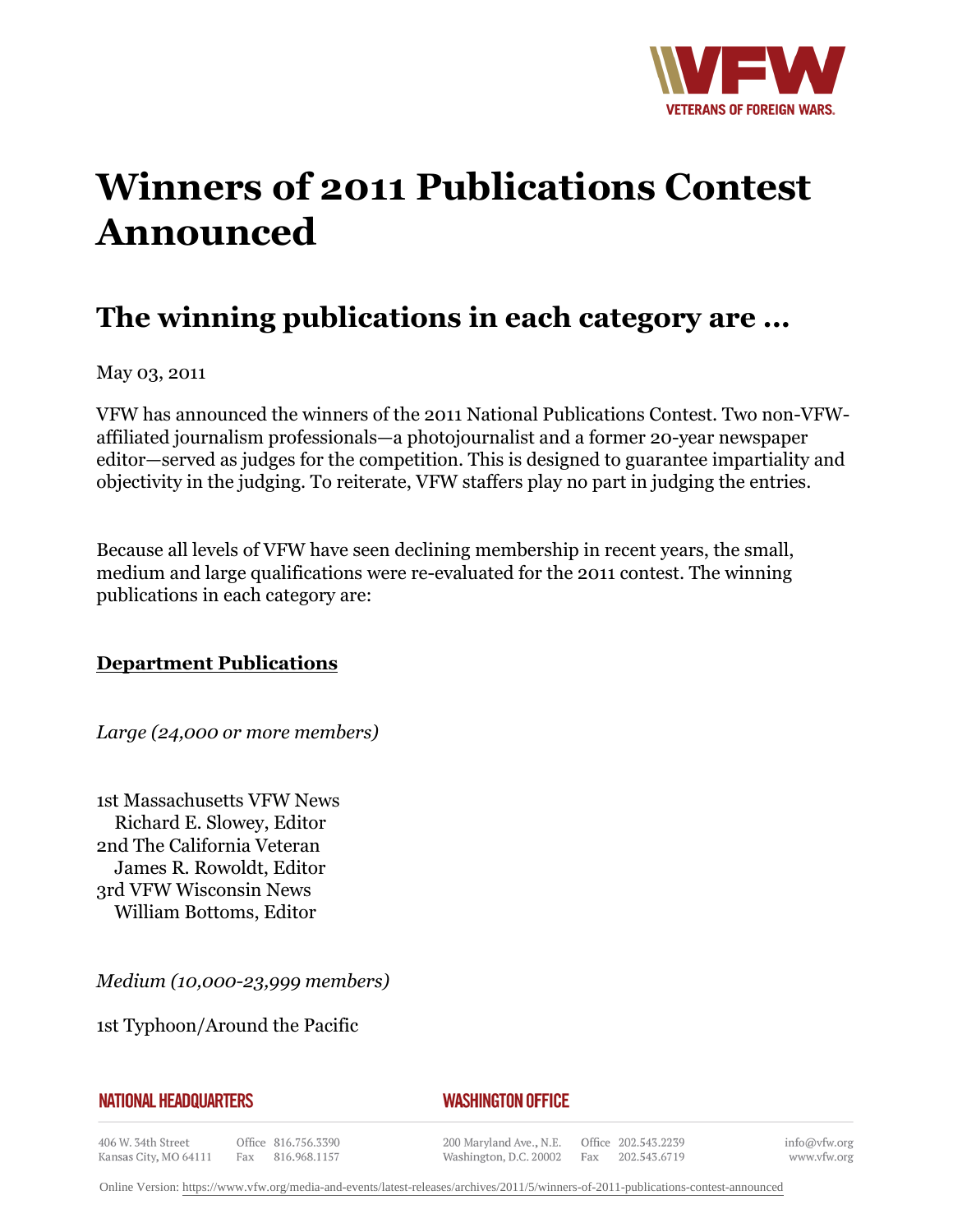# Winners of 2011 Publications Contest Announced

## The winning publications in each category are ...

May 03, 2011

VFW has announced the winners of the 2011 National Publications Contest. Two non-VFW-affiliated journalism professionals—a photojournalist and a former 20-year newspaper editor—served as judges for the competition. This is designed to guarantee impartiality and objectivity in the judging. To reiterate, VFW staffers play no part in judging the entries.

Because all levels of VFW have seen declining membership in recent years, the small, medium and large qualifications were re-evaluated for the 2011 contest. The winning publications in each category are:

**Department Publications**

*Large (24,000 or more members)*

1st Massachusetts VFW News
   Richard E. Slowey, Editor
2nd The California Veteran
   James R. Rowoldt, Editor
3rd VFW Wisconsin News
   William Bottoms, Editor

*Medium (10,000-23,999 members)*

1st Typhoon/Around the Pacific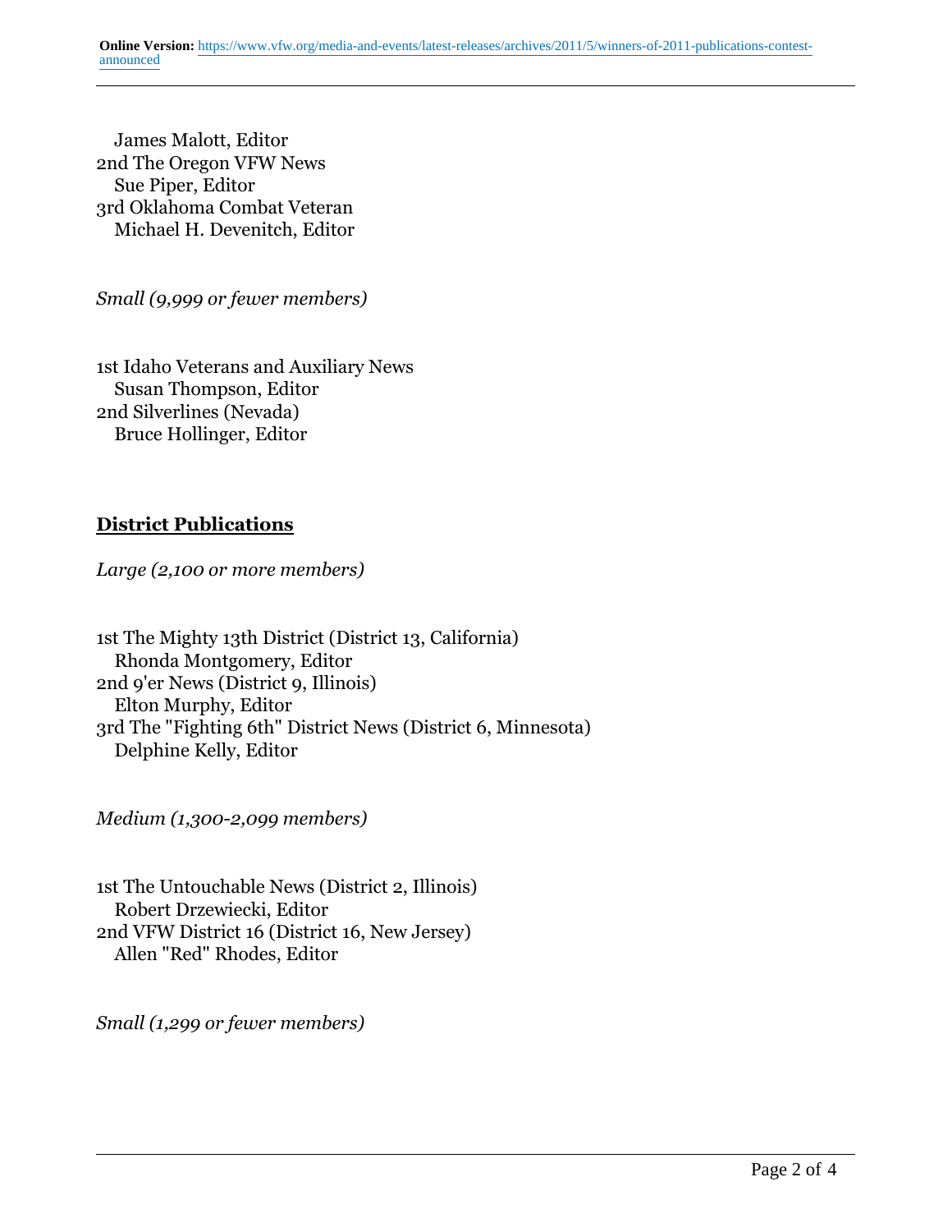James Malott, Editor
2nd The Oregon VFW News
Sue Piper, Editor
3rd Oklahoma Combat Veteran
Michael H. Devenitch, Editor

*Small (9,999 or fewer members)*

1st Idaho Veterans and Auxiliary News
Susan Thompson, Editor
2nd Silverlines (Nevada)
Bruce Hollinger, Editor

## **District Publications**

*Large (2,100 or more members)*

1st The Mighty 13th District (District 13, California)
Rhonda Montgomery, Editor
2nd 9'er News (District 9, Illinois)
Elton Murphy, Editor
3rd The "Fighting 6th" District News (District 6, Minnesota)
Delphine Kelly, Editor

*Medium (1,300-2,099 members)*

1st The Untouchable News (District 2, Illinois)
Robert Drzewiecki, Editor
2nd VFW District 16 (District 16, New Jersey)
Allen "Red" Rhodes, Editor

*Small (1,299 or fewer members)*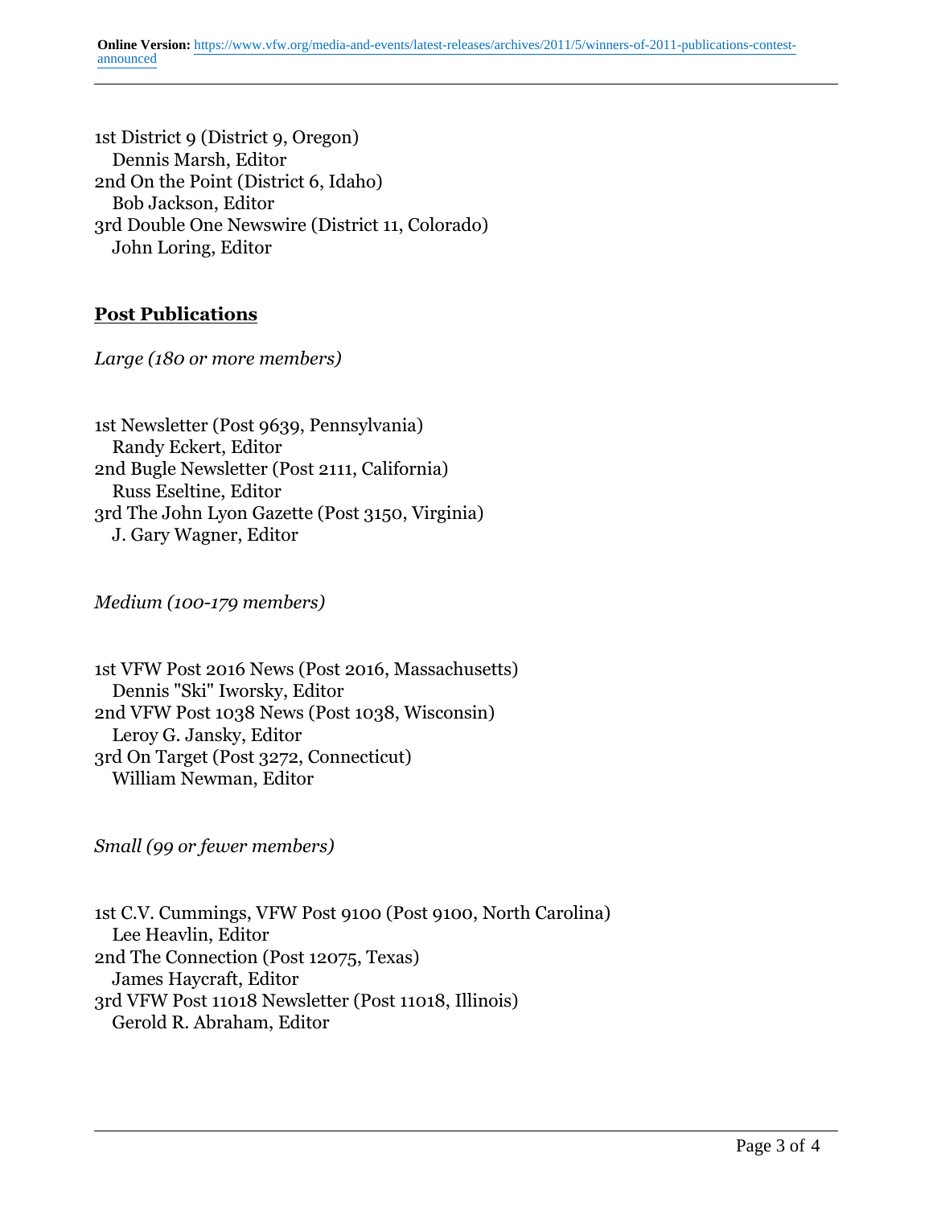1st District 9 (District 9, Oregon)
Dennis Marsh, Editor
2nd On the Point (District 6, Idaho)
Bob Jackson, Editor
3rd Double One Newswire (District 11, Colorado)
John Loring, Editor

## Post Publications

*Large (180 or more members)*

1st Newsletter (Post 9639, Pennsylvania)
Randy Eckert, Editor
2nd Bugle Newsletter (Post 2111, California)
Russ Eseltine, Editor
3rd The John Lyon Gazette (Post 3150, Virginia)
J. Gary Wagner, Editor

*Medium (100-179 members)*

1st VFW Post 2016 News (Post 2016, Massachusetts)
Dennis "Ski" Iworsky, Editor
2nd VFW Post 1038 News (Post 1038, Wisconsin)
Leroy G. Jansky, Editor
3rd On Target (Post 3272, Connecticut)
William Newman, Editor

*Small (99 or fewer members)*

1st C.V. Cummings, VFW Post 9100 (Post 9100, North Carolina)
Lee Heavlin, Editor
2nd The Connection (Post 12075, Texas)
James Haycraft, Editor
3rd VFW Post 11018 Newsletter (Post 11018, Illinois)
Gerold R. Abraham, Editor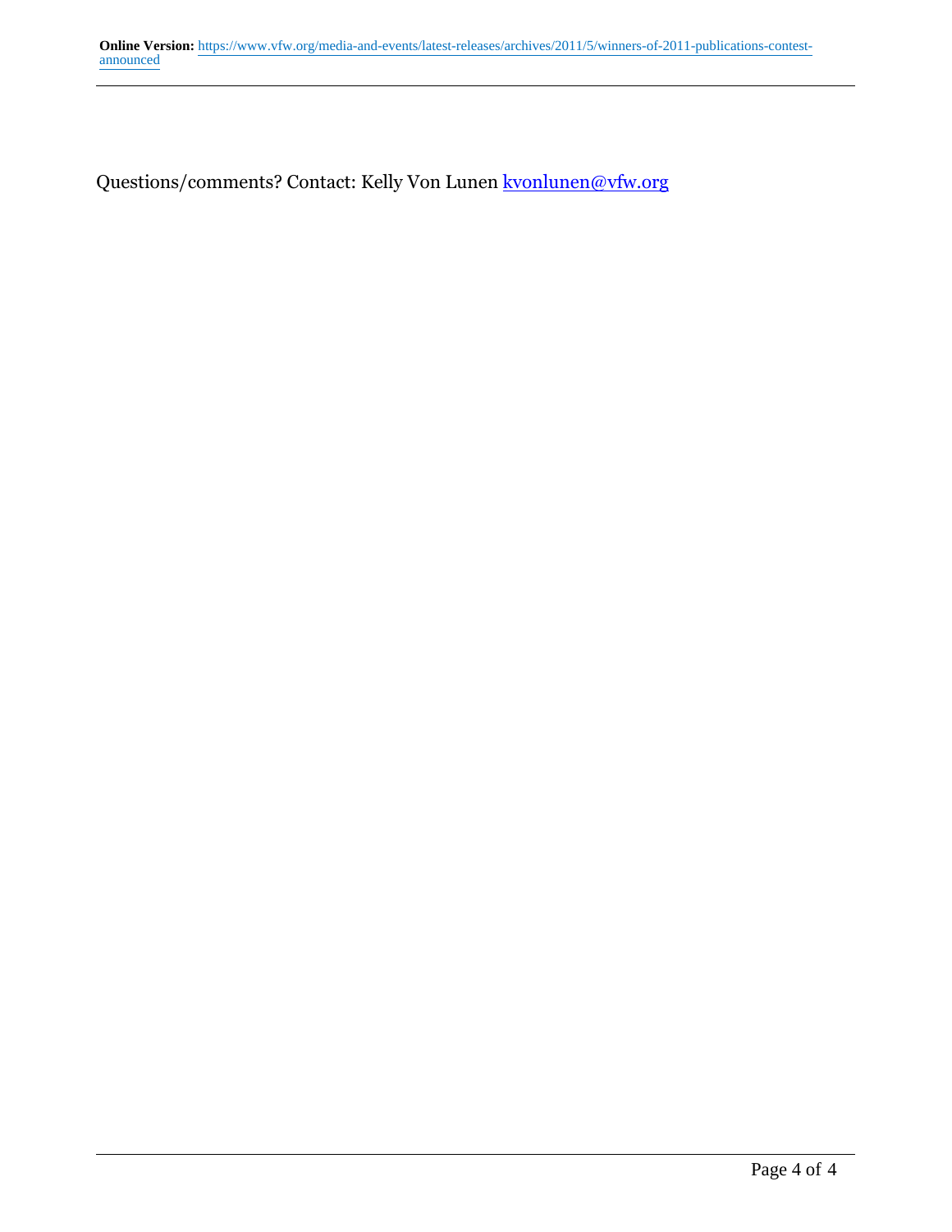Questions/comments? Contact: Kelly Von Lunen [kvonlunen@vfw.org](mailto:kvonlunen@vfw.org)